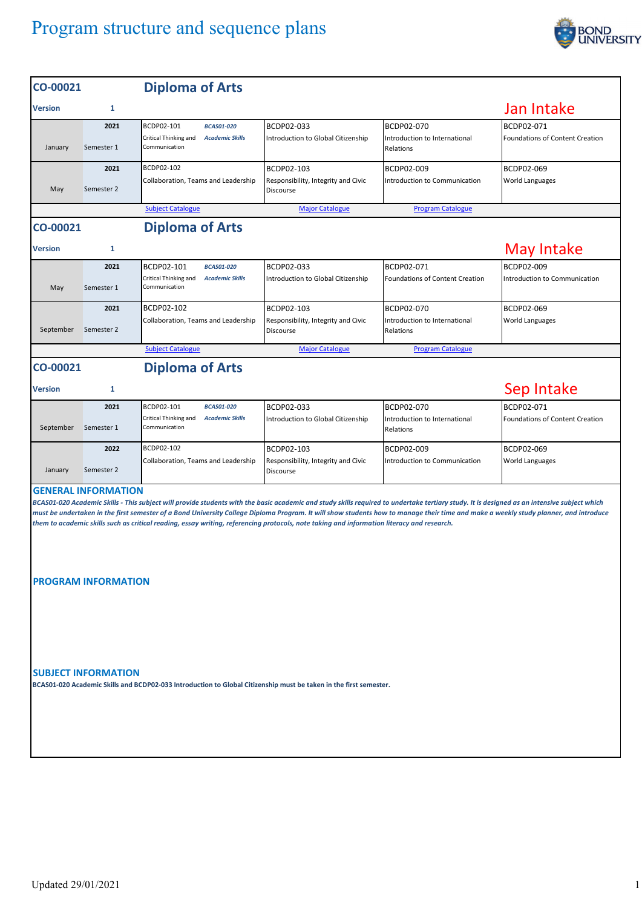# Program structure and sequence plans

## CO-00021 Diploma of Arts

**Version** 1

**Jan Intake**

| | | | | | |
|---|---|---|---|---|---|
| January | 2021 Semester 1 | BCDP02-101 Critical Thinking and Communication / *BCAS01-020 Academic Skills* | BCDP02-033 Introduction to Global Citizenship | BCDP02-070 Introduction to International Relations | BCDP02-071 Foundations of Content Creation |
| May | 2021 Semester 2 | BCDP02-102 Collaboration, Teams and Leadership | BCDP02-103 Responsibility, Integrity and Civic Discourse | BCDP02-009 Introduction to Communication | BCDP02-069 World Languages |

Subject Catalogue | Major Catalogue | Program Catalogue

## CO-00021 Diploma of Arts

**Version** 1

**May Intake**

| | | | | | |
|---|---|---|---|---|---|
| May | 2021 Semester 1 | BCDP02-101 Critical Thinking and Communication / *BCAS01-020 Academic Skills* | BCDP02-033 Introduction to Global Citizenship | BCDP02-071 Foundations of Content Creation | BCDP02-009 Introduction to Communication |
| September | 2021 Semester 2 | BCDP02-102 Collaboration, Teams and Leadership | BCDP02-103 Responsibility, Integrity and Civic Discourse | BCDP02-070 Introduction to International Relations | BCDP02-069 World Languages |

Subject Catalogue | Major Catalogue | Program Catalogue

## CO-00021 Diploma of Arts

**Version** 1

**Sep Intake**

| | | | | | |
|---|---|---|---|---|---|
| September | 2021 Semester 1 | BCDP02-101 Critical Thinking and Communication / *BCAS01-020 Academic Skills* | BCDP02-033 Introduction to Global Citizenship | BCDP02-070 Introduction to International Relations | BCDP02-071 Foundations of Content Creation |
| January | 2022 Semester 2 | BCDP02-102 Collaboration, Teams and Leadership | BCDP02-103 Responsibility, Integrity and Civic Discourse | BCDP02-009 Introduction to Communication | BCDP02-069 World Languages |

### GENERAL INFORMATION

***BCAS01-020 Academic Skills - This subject will provide students with the basic academic and study skills required to undertake tertiary study. It is designed as an intensive subject which must be undertaken in the first semester of a Bond University College Diploma Program. It will show students how to manage their time and make a weekly study planner, and introduce them to academic skills such as critical reading, essay writing, referencing protocols, note taking and information literacy and research.***

### PROGRAM INFORMATION

### SUBJECT INFORMATION

**BCAS01-020 Academic Skills and BCDP02-033 Introduction to Global Citizenship must be taken in the first semester.**

Updated 29/01/2021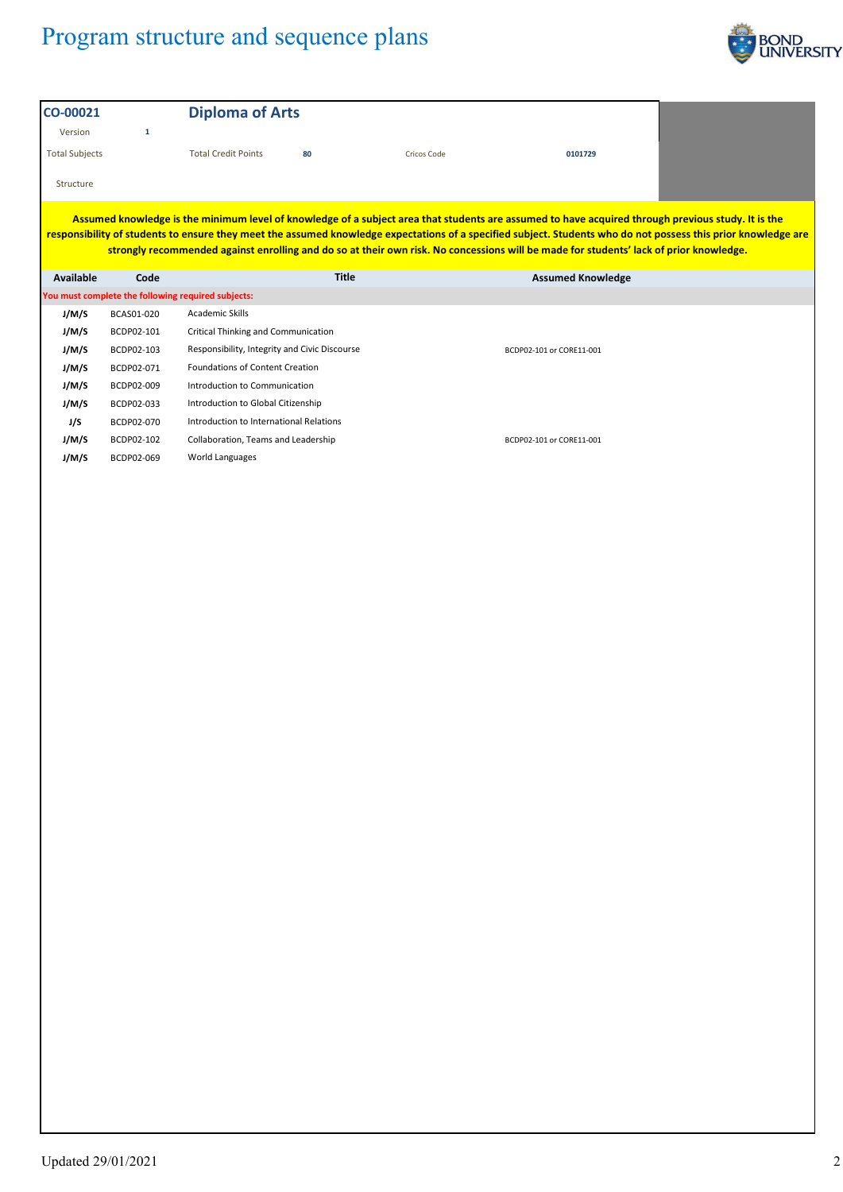# Program structure and sequence plans

## CO-00021 Diploma of Arts

Version: 1

Total Subjects

Total Credit Points: 80

Cricos Code: 0101729

Structure

**Assumed knowledge is the minimum level of knowledge of a subject area that students are assumed to have acquired through previous study. It is the responsibility of students to ensure they meet the assumed knowledge expectations of a specified subject. Students who do not possess this prior knowledge are strongly recommended against enrolling and do so at their own risk. No concessions will be made for students' lack of prior knowledge.**

| Available | Code | Title | Assumed Knowledge |
|---|---|---|---|
| **You must complete the following required subjects:** | | | |
| J/M/S | BCAS01-020 | Academic Skills | |
| J/M/S | BCDP02-101 | Critical Thinking and Communication | |
| J/M/S | BCDP02-103 | Responsibility, Integrity and Civic Discourse | BCDP02-101 or CORE11-001 |
| J/M/S | BCDP02-071 | Foundations of Content Creation | |
| J/M/S | BCDP02-009 | Introduction to Communication | |
| J/M/S | BCDP02-033 | Introduction to Global Citizenship | |
| J/S | BCDP02-070 | Introduction to International Relations | |
| J/M/S | BCDP02-102 | Collaboration, Teams and Leadership | BCDP02-101 or CORE11-001 |
| J/M/S | BCDP02-069 | World Languages | |

Updated 29/01/2021